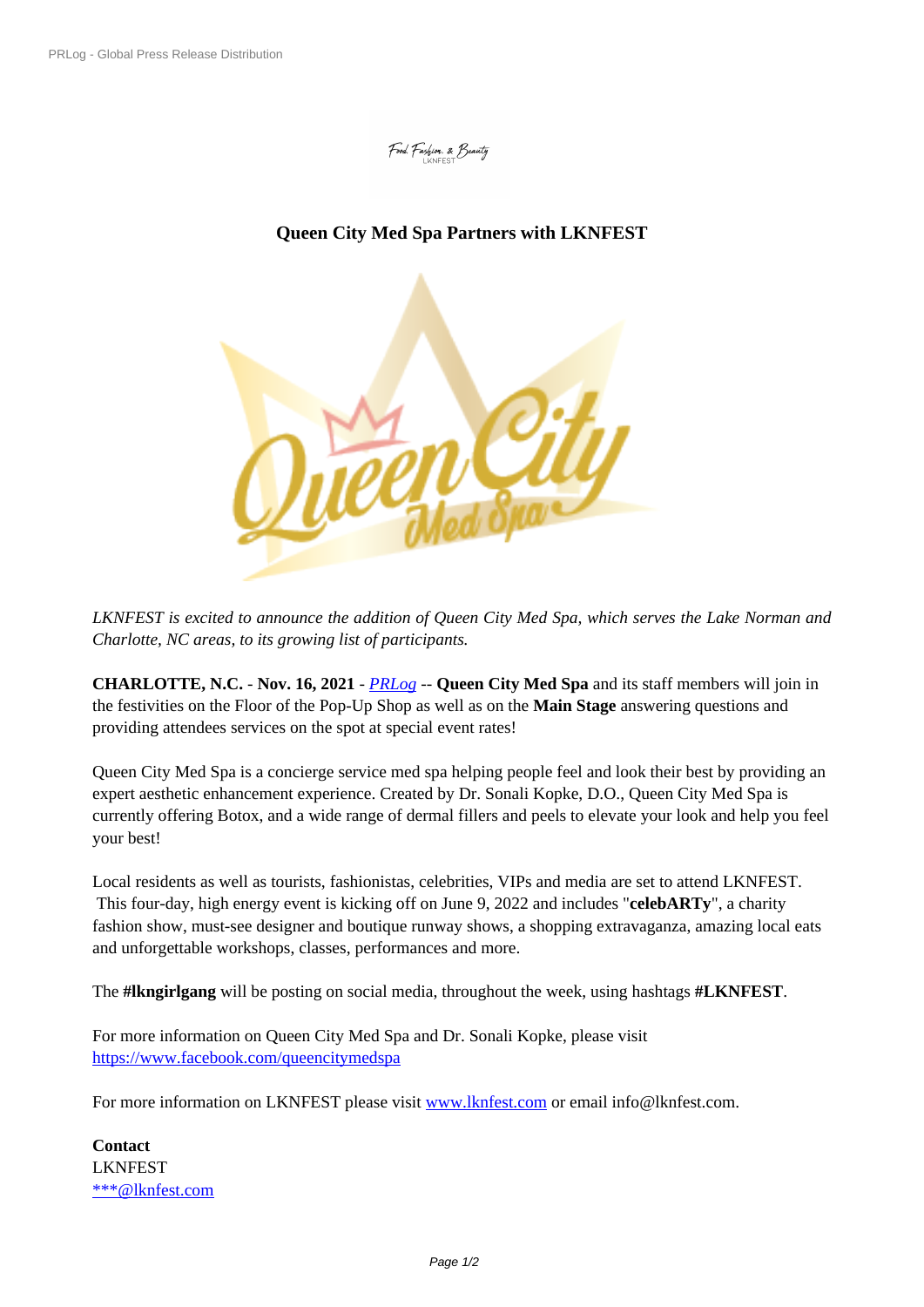# Queen City Med Spa Partners with LKNFEST

*LKNFEST is excited to announce the addition of Queen City Med Spa, which serves the Lake Norman and Charlotte, NC areas, to its growing list of participants.*

**CHARLOTTE, N.C.** - **Nov. 16, 2021** - *PRLog* -- **Queen City Med Spa** and its staff members will join in the festivities on the Floor of the Pop-Up Shop as well as on the **Main Stage** answering questions and providing attendees services on the spot at special event rates!

Queen City Med Spa is a concierge service med spa helping people feel and look their best by providing an expert aesthetic enhancement experience. Created by Dr. Sonali Kopke, D.O., Queen City Med Spa is currently offering Botox, and a wide range of dermal fillers and peels to elevate your look and help you feel your best!

Local residents as well as tourists, fashionistas, celebrities, VIPs and media are set to attend LKNFEST. This four-day, high energy event is kicking off on June 9, 2022 and includes "**celebARTy**", a charity fashion show, must-see designer and boutique runway shows, a shopping extravaganza, amazing local eats and unforgettable workshops, classes, performances and more.

The **#lkngirlgang** will be posting on social media, throughout the week, using hashtags **#LKNFEST**.

For more information on Queen City Med Spa and Dr. Sonali Kopke, please visit https://www.facebook.com/queencitymedspa

For more information on LKNFEST please visit www.lknfest.com or email info@lknfest.com.

**Contact**
LKNFEST
***@lknfest.com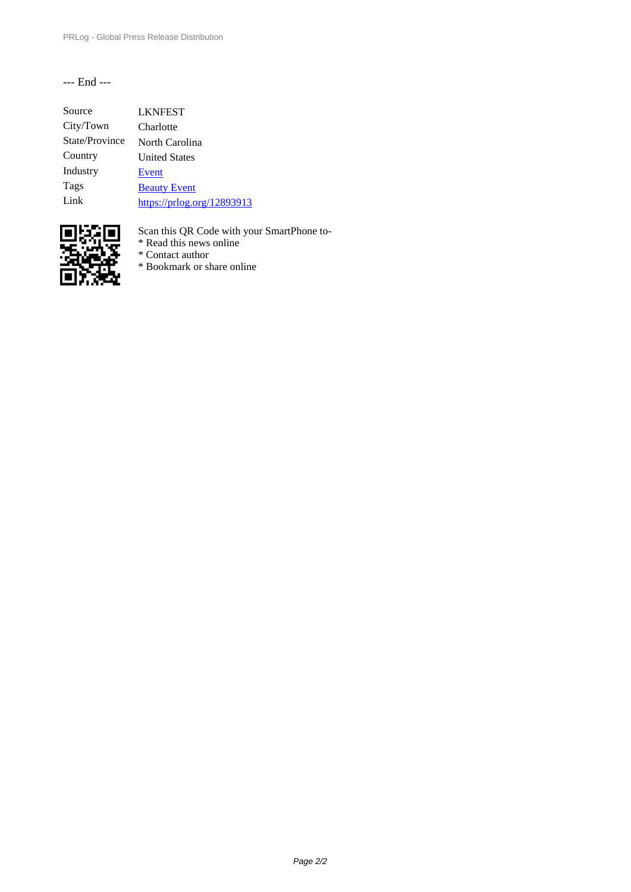--- End ---

| | |
|---|---|
| Source | LKNFEST |
| City/Town | Charlotte |
| State/Province | North Carolina |
| Country | United States |
| Industry | Event |
| Tags | Beauty Event |
| Link | https://prlog.org/12893913 |

Scan this QR Code with your SmartPhone to-
* Read this news online
* Contact author
* Bookmark or share online